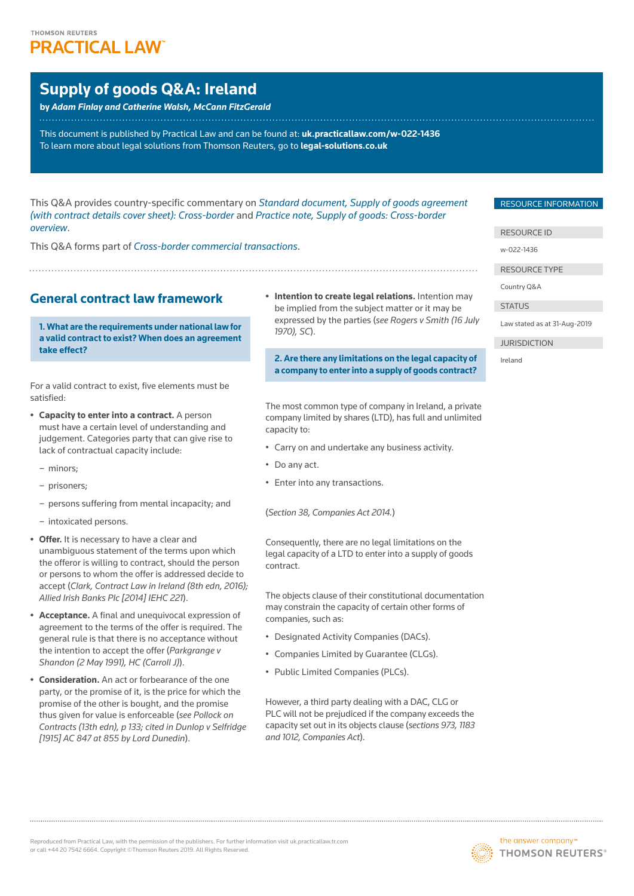THOMSON REUTERS

PRACTICAL LAW

# Supply of goods Q&A: Ireland

**by *Adam Finlay and Catherine Walsh, McCann FitzGerald***

This document is published by Practical Law and can be found at: **uk.practicallaw.com/w-022-1436**
To learn more about legal solutions from Thomson Reuters, go to **legal-solutions.co.uk**

RESOURCE INFORMATION

RESOURCE ID

w-022-1436

RESOURCE TYPE

Country Q&A

STATUS

Law stated as at 31-Aug-2019

JURISDICTION

Ireland

This Q&A provides country-specific commentary on *Standard document, Supply of goods agreement (with contract details cover sheet): Cross-border* and *Practice note, Supply of goods: Cross-border overview*.

This Q&A forms part of *Cross-border commercial transactions*.

## General contract law framework

### 1. What are the requirements under national law for a valid contract to exist? When does an agreement take effect?

For a valid contract to exist, five elements must be satisfied:

- **Capacity to enter into a contract.** A person must have a certain level of understanding and judgement. Categories party that can give rise to lack of contractual capacity include:
  - minors;
  - prisoners;
  - persons suffering from mental incapacity; and
  - intoxicated persons.
- **Offer.** It is necessary to have a clear and unambiguous statement of the terms upon which the offeror is willing to contract, should the person or persons to whom the offer is addressed decide to accept (*Clark, Contract Law in Ireland (8th edn, 2016); Allied Irish Banks Plc [2014] IEHC 221*).
- **Acceptance.** A final and unequivocal expression of agreement to the terms of the offer is required. The general rule is that there is no acceptance without the intention to accept the offer (*Parkgrange v Shandon (2 May 1991), HC (Carroll J)*).
- **Consideration.** An act or forbearance of the one party, or the promise of it, is the price for which the promise of the other is bought, and the promise thus given for value is enforceable (*see Pollock on Contracts (13th edn), p 133; cited in Dunlop v Selfridge [1915] AC 847 at 855 by Lord Dunedin*).
- **Intention to create legal relations.** Intention may be implied from the subject matter or it may be expressed by the parties (*see Rogers v Smith (16 July 1970), SC*).

### 2. Are there any limitations on the legal capacity of a company to enter into a supply of goods contract?

The most common type of company in Ireland, a private company limited by shares (LTD), has full and unlimited capacity to:

- Carry on and undertake any business activity.
- Do any act.
- Enter into any transactions.

(*Section 38, Companies Act 2014.*)

Consequently, there are no legal limitations on the legal capacity of a LTD to enter into a supply of goods contract.

The objects clause of their constitutional documentation may constrain the capacity of certain other forms of companies, such as:

- Designated Activity Companies (DACs).
- Companies Limited by Guarantee (CLGs).
- Public Limited Companies (PLCs).

However, a third party dealing with a DAC, CLG or PLC will not be prejudiced if the company exceeds the capacity set out in its objects clause (*sections 973, 1183 and 1012, Companies Act*).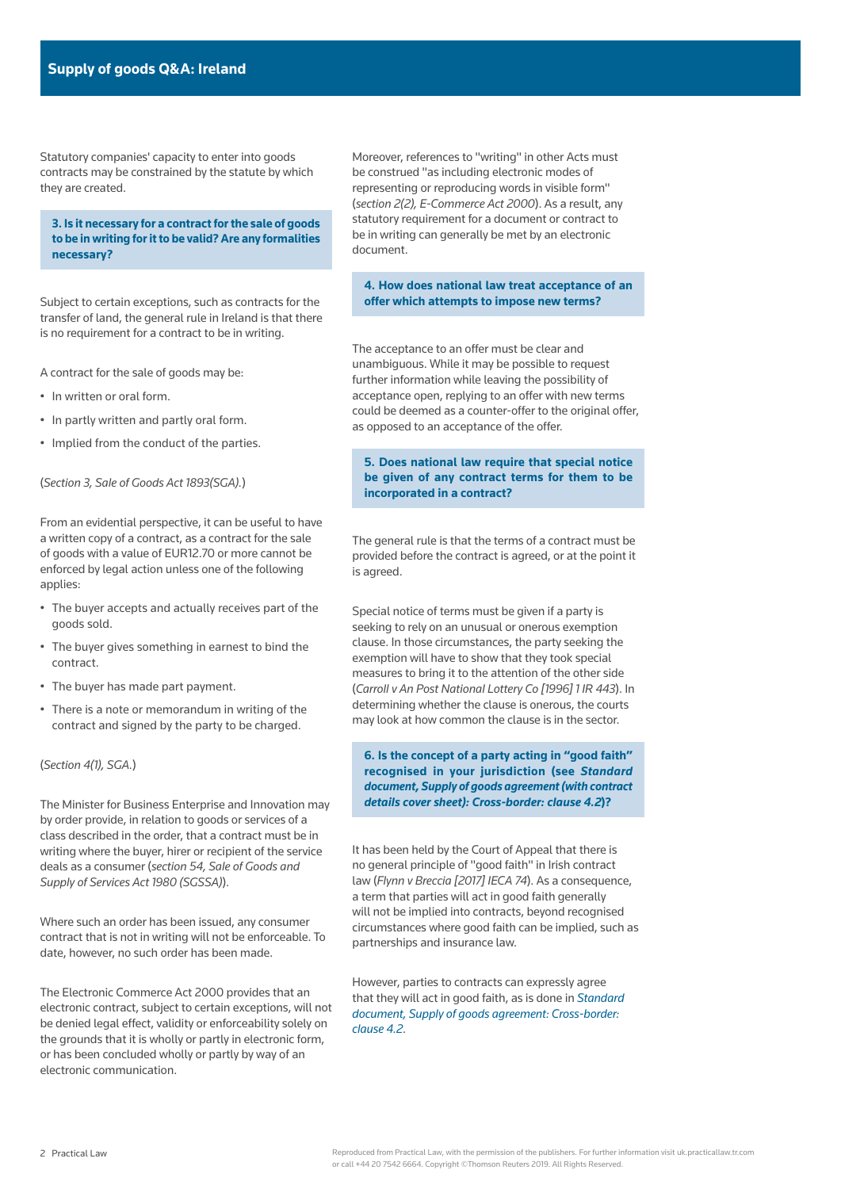Statutory companies' capacity to enter into goods contracts may be constrained by the statute by which they are created.

### 3. Is it necessary for a contract for the sale of goods to be in writing for it to be valid? Are any formalities necessary?

Subject to certain exceptions, such as contracts for the transfer of land, the general rule in Ireland is that there is no requirement for a contract to be in writing.

A contract for the sale of goods may be:

- In written or oral form.
- In partly written and partly oral form.
- Implied from the conduct of the parties.

(*Section 3, Sale of Goods Act 1893(SGA).*)

From an evidential perspective, it can be useful to have a written copy of a contract, as a contract for the sale of goods with a value of EUR12.70 or more cannot be enforced by legal action unless one of the following applies:

- The buyer accepts and actually receives part of the goods sold.
- The buyer gives something in earnest to bind the contract.
- The buyer has made part payment.
- There is a note or memorandum in writing of the contract and signed by the party to be charged.

(*Section 4(1), SGA.*)

The Minister for Business Enterprise and Innovation may by order provide, in relation to goods or services of a class described in the order, that a contract must be in writing where the buyer, hirer or recipient of the service deals as a consumer (*section 54, Sale of Goods and Supply of Services Act 1980 (SGSSA)*).

Where such an order has been issued, any consumer contract that is not in writing will not be enforceable. To date, however, no such order has been made.

The Electronic Commerce Act 2000 provides that an electronic contract, subject to certain exceptions, will not be denied legal effect, validity or enforceability solely on the grounds that it is wholly or partly in electronic form, or has been concluded wholly or partly by way of an electronic communication.

Moreover, references to "writing" in other Acts must be construed "as including electronic modes of representing or reproducing words in visible form" (*section 2(2), E-Commerce Act 2000*). As a result, any statutory requirement for a document or contract to be in writing can generally be met by an electronic document.

### 4. How does national law treat acceptance of an offer which attempts to impose new terms?

The acceptance to an offer must be clear and unambiguous. While it may be possible to request further information while leaving the possibility of acceptance open, replying to an offer with new terms could be deemed as a counter-offer to the original offer, as opposed to an acceptance of the offer.

### 5. Does national law require that special notice be given of any contract terms for them to be incorporated in a contract?

The general rule is that the terms of a contract must be provided before the contract is agreed, or at the point it is agreed.

Special notice of terms must be given if a party is seeking to rely on an unusual or onerous exemption clause. In those circumstances, the party seeking the exemption will have to show that they took special measures to bring it to the attention of the other side (*Carroll v An Post National Lottery Co [1996] 1 IR 443*). In determining whether the clause is onerous, the courts may look at how common the clause is in the sector.

### 6. Is the concept of a party acting in "good faith" recognised in your jurisdiction (see *Standard document, Supply of goods agreement (with contract details cover sheet): Cross-border: clause 4.2*)?

It has been held by the Court of Appeal that there is no general principle of "good faith" in Irish contract law (*Flynn v Breccia [2017] IECA 74*). As a consequence, a term that parties will act in good faith generally will not be implied into contracts, beyond recognised circumstances where good faith can be implied, such as partnerships and insurance law.

However, parties to contracts can expressly agree that they will act in good faith, as is done in *Standard document, Supply of goods agreement: Cross-border: clause 4.2.*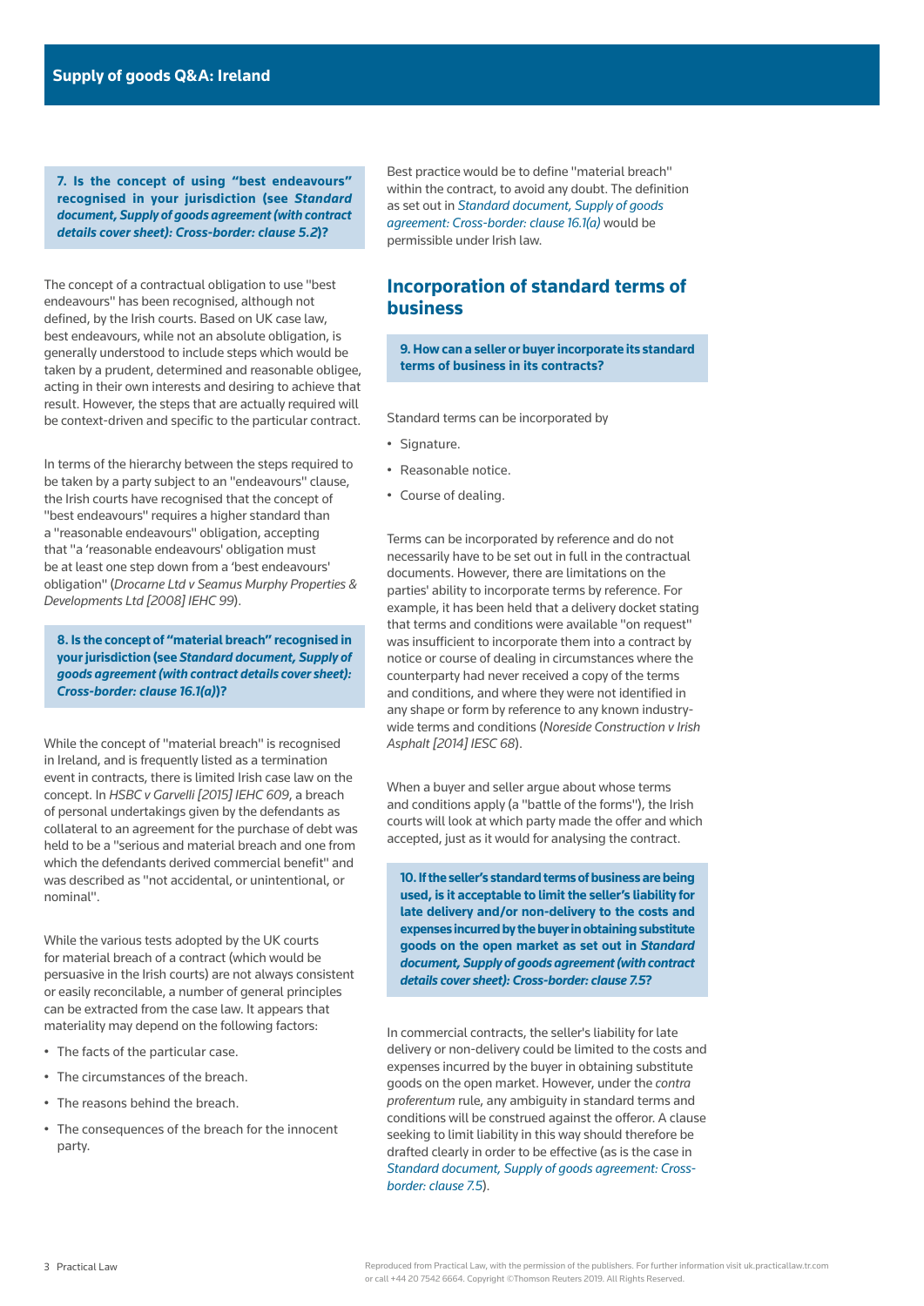**7. Is the concept of using "best endeavours" recognised in your jurisdiction (see *Standard document, Supply of goods agreement (with contract details cover sheet): Cross-border: clause 5.2*)?**

The concept of a contractual obligation to use "best endeavours" has been recognised, although not defined, by the Irish courts. Based on UK case law, best endeavours, while not an absolute obligation, is generally understood to include steps which would be taken by a prudent, determined and reasonable obligee, acting in their own interests and desiring to achieve that result. However, the steps that are actually required will be context-driven and specific to the particular contract.

In terms of the hierarchy between the steps required to be taken by a party subject to an "endeavours" clause, the Irish courts have recognised that the concept of "best endeavours" requires a higher standard than a "reasonable endeavours" obligation, accepting that "a 'reasonable endeavours' obligation must be at least one step down from a 'best endeavours' obligation" (*Drocarne Ltd v Seamus Murphy Properties & Developments Ltd [2008] IEHC 99*).

**8. Is the concept of "material breach" recognised in your jurisdiction (see *Standard document, Supply of goods agreement (with contract details cover sheet): Cross-border: clause 16.1(a)*)?**

While the concept of "material breach" is recognised in Ireland, and is frequently listed as a termination event in contracts, there is limited Irish case law on the concept. In *HSBC v Garvelli [2015] IEHC 609*, a breach of personal undertakings given by the defendants as collateral to an agreement for the purchase of debt was held to be a "serious and material breach and one from which the defendants derived commercial benefit" and was described as "not accidental, or unintentional, or nominal".

While the various tests adopted by the UK courts for material breach of a contract (which would be persuasive in the Irish courts) are not always consistent or easily reconcilable, a number of general principles can be extracted from the case law. It appears that materiality may depend on the following factors:

- The facts of the particular case.
- The circumstances of the breach.
- The reasons behind the breach.
- The consequences of the breach for the innocent party.

Best practice would be to define "material breach" within the contract, to avoid any doubt. The definition as set out in *Standard document, Supply of goods agreement: Cross-border: clause 16.1(a)* would be permissible under Irish law.

## Incorporation of standard terms of business

**9. How can a seller or buyer incorporate its standard terms of business in its contracts?**

Standard terms can be incorporated by

- Signature.
- Reasonable notice.
- Course of dealing.

Terms can be incorporated by reference and do not necessarily have to be set out in full in the contractual documents. However, there are limitations on the parties' ability to incorporate terms by reference. For example, it has been held that a delivery docket stating that terms and conditions were available "on request" was insufficient to incorporate them into a contract by notice or course of dealing in circumstances where the counterparty had never received a copy of the terms and conditions, and where they were not identified in any shape or form by reference to any known industry-wide terms and conditions (*Noreside Construction v Irish Asphalt [2014] IESC 68*).

When a buyer and seller argue about whose terms and conditions apply (a "battle of the forms"), the Irish courts will look at which party made the offer and which accepted, just as it would for analysing the contract.

**10. If the seller's standard terms of business are being used, is it acceptable to limit the seller's liability for late delivery and/or non-delivery to the costs and expenses incurred by the buyer in obtaining substitute goods on the open market as set out in *Standard document, Supply of goods agreement (with contract details cover sheet): Cross-border: clause 7.5*?**

In commercial contracts, the seller's liability for late delivery or non-delivery could be limited to the costs and expenses incurred by the buyer in obtaining substitute goods on the open market. However, under the *contra proferentum* rule, any ambiguity in standard terms and conditions will be construed against the offeror. A clause seeking to limit liability in this way should therefore be drafted clearly in order to be effective (as is the case in *Standard document, Supply of goods agreement: Cross-border: clause 7.5*).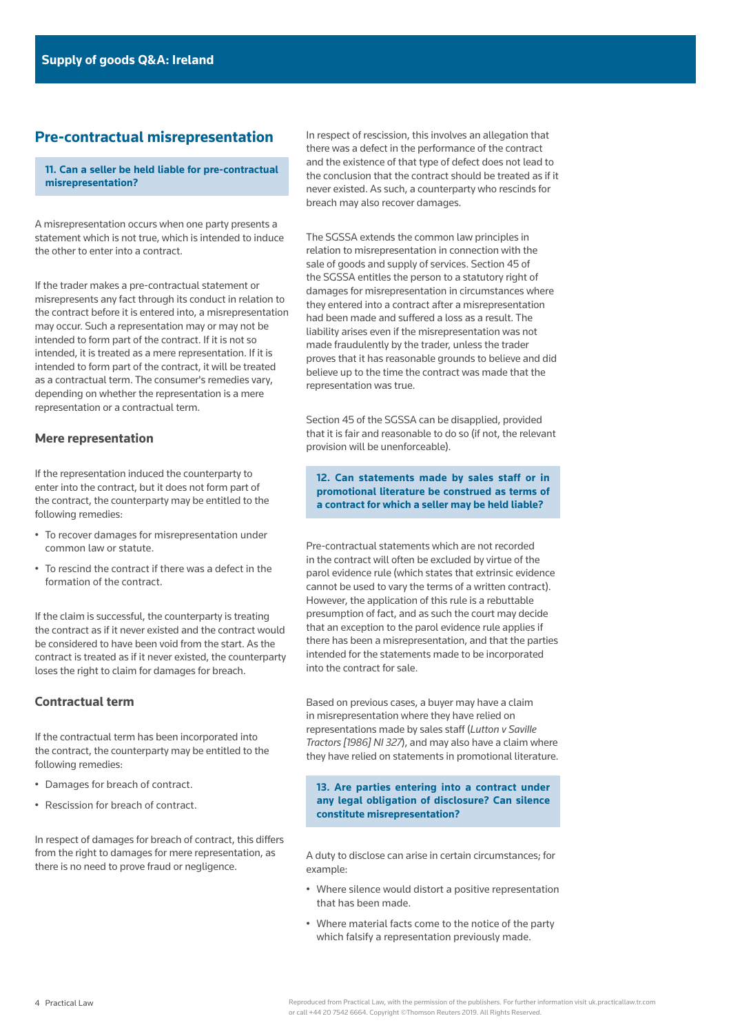## Pre-contractual misrepresentation

**11. Can a seller be held liable for pre-contractual misrepresentation?**

A misrepresentation occurs when one party presents a statement which is not true, which is intended to induce the other to enter into a contract.

If the trader makes a pre-contractual statement or misrepresents any fact through its conduct in relation to the contract before it is entered into, a misrepresentation may occur. Such a representation may or may not be intended to form part of the contract. If it is not so intended, it is treated as a mere representation. If it is intended to form part of the contract, it will be treated as a contractual term. The consumer's remedies vary, depending on whether the representation is a mere representation or a contractual term.

### Mere representation

If the representation induced the counterparty to enter into the contract, but it does not form part of the contract, the counterparty may be entitled to the following remedies:

- To recover damages for misrepresentation under common law or statute.
- To rescind the contract if there was a defect in the formation of the contract.

If the claim is successful, the counterparty is treating the contract as if it never existed and the contract would be considered to have been void from the start. As the contract is treated as if it never existed, the counterparty loses the right to claim for damages for breach.

### Contractual term

If the contractual term has been incorporated into the contract, the counterparty may be entitled to the following remedies:

- Damages for breach of contract.
- Rescission for breach of contract.

In respect of damages for breach of contract, this differs from the right to damages for mere representation, as there is no need to prove fraud or negligence.

In respect of rescission, this involves an allegation that there was a defect in the performance of the contract and the existence of that type of defect does not lead to the conclusion that the contract should be treated as if it never existed. As such, a counterparty who rescinds for breach may also recover damages.

The SGSSA extends the common law principles in relation to misrepresentation in connection with the sale of goods and supply of services. Section 45 of the SGSSA entitles the person to a statutory right of damages for misrepresentation in circumstances where they entered into a contract after a misrepresentation had been made and suffered a loss as a result. The liability arises even if the misrepresentation was not made fraudulently by the trader, unless the trader proves that it has reasonable grounds to believe and did believe up to the time the contract was made that the representation was true.

Section 45 of the SGSSA can be disapplied, provided that it is fair and reasonable to do so (if not, the relevant provision will be unenforceable).

**12. Can statements made by sales staff or in promotional literature be construed as terms of a contract for which a seller may be held liable?**

Pre-contractual statements which are not recorded in the contract will often be excluded by virtue of the parol evidence rule (which states that extrinsic evidence cannot be used to vary the terms of a written contract). However, the application of this rule is a rebuttable presumption of fact, and as such the court may decide that an exception to the parol evidence rule applies if there has been a misrepresentation, and that the parties intended for the statements made to be incorporated into the contract for sale.

Based on previous cases, a buyer may have a claim in misrepresentation where they have relied on representations made by sales staff (*Lutton v Saville Tractors [1986] NI 327*), and may also have a claim where they have relied on statements in promotional literature.

**13. Are parties entering into a contract under any legal obligation of disclosure? Can silence constitute misrepresentation?**

A duty to disclose can arise in certain circumstances; for example:

- Where silence would distort a positive representation that has been made.
- Where material facts come to the notice of the party which falsify a representation previously made.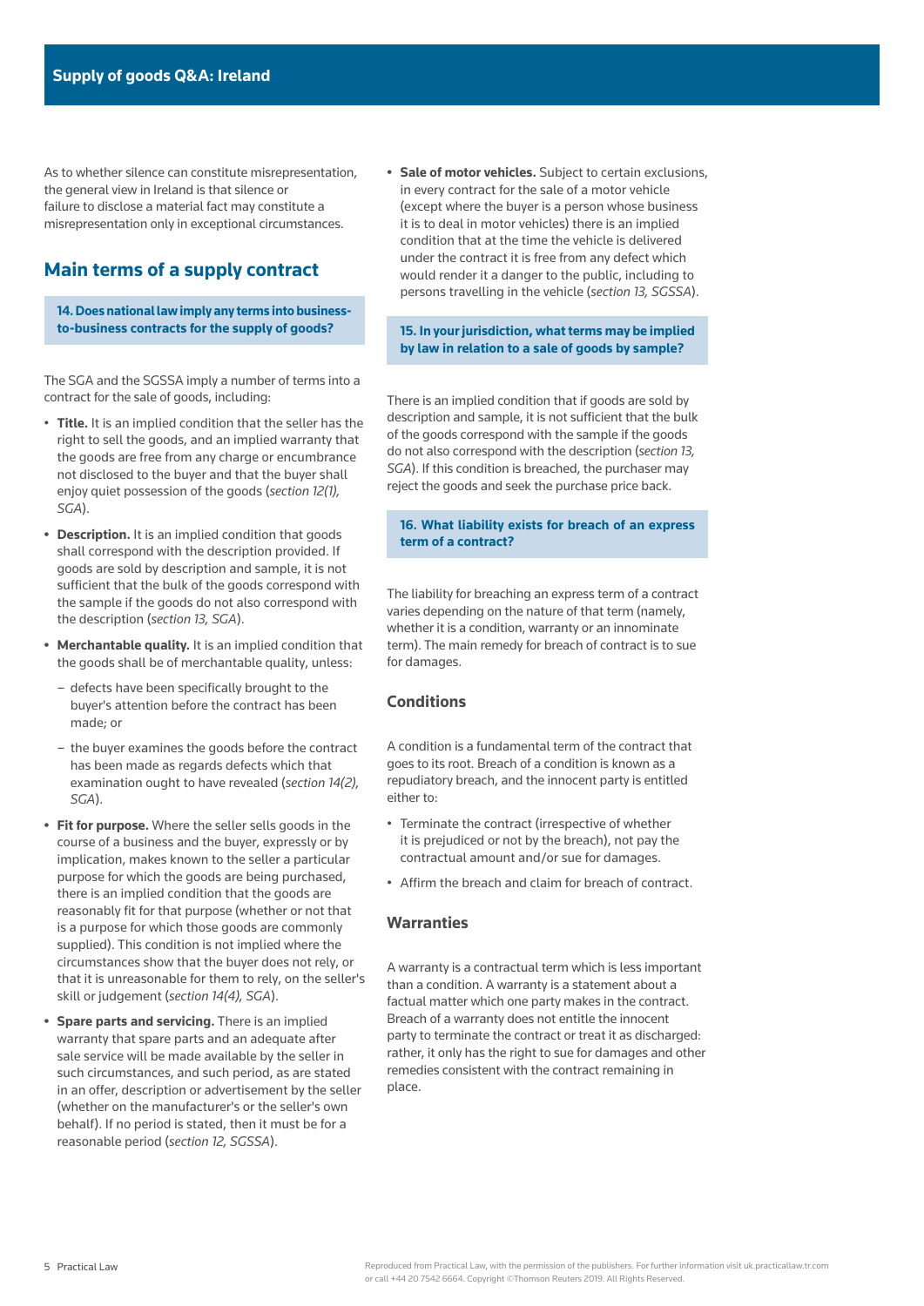As to whether silence can constitute misrepresentation, the general view in Ireland is that silence or failure to disclose a material fact may constitute a misrepresentation only in exceptional circumstances.

## Main terms of a supply contract

### 14. Does national law imply any terms into business-to-business contracts for the supply of goods?

The SGA and the SGSSA imply a number of terms into a contract for the sale of goods, including:

- **Title.** It is an implied condition that the seller has the right to sell the goods, and an implied warranty that the goods are free from any charge or encumbrance not disclosed to the buyer and that the buyer shall enjoy quiet possession of the goods (*section 12(1), SGA*).
- **Description.** It is an implied condition that goods shall correspond with the description provided. If goods are sold by description and sample, it is not sufficient that the bulk of the goods correspond with the sample if the goods do not also correspond with the description (*section 13, SGA*).
- **Merchantable quality.** It is an implied condition that the goods shall be of merchantable quality, unless:
  - defects have been specifically brought to the buyer's attention before the contract has been made; or
  - the buyer examines the goods before the contract has been made as regards defects which that examination ought to have revealed (*section 14(2), SGA*).
- **Fit for purpose.** Where the seller sells goods in the course of a business and the buyer, expressly or by implication, makes known to the seller a particular purpose for which the goods are being purchased, there is an implied condition that the goods are reasonably fit for that purpose (whether or not that is a purpose for which those goods are commonly supplied). This condition is not implied where the circumstances show that the buyer does not rely, or that it is unreasonable for them to rely, on the seller's skill or judgement (*section 14(4), SGA*).
- **Spare parts and servicing.** There is an implied warranty that spare parts and an adequate after sale service will be made available by the seller in such circumstances, and such period, as are stated in an offer, description or advertisement by the seller (whether on the manufacturer's or the seller's own behalf). If no period is stated, then it must be for a reasonable period (*section 12, SGSSA*).
- **Sale of motor vehicles.** Subject to certain exclusions, in every contract for the sale of a motor vehicle (except where the buyer is a person whose business it is to deal in motor vehicles) there is an implied condition that at the time the vehicle is delivered under the contract it is free from any defect which would render it a danger to the public, including to persons travelling in the vehicle (*section 13, SGSSA*).

### 15. In your jurisdiction, what terms may be implied by law in relation to a sale of goods by sample?

There is an implied condition that if goods are sold by description and sample, it is not sufficient that the bulk of the goods correspond with the sample if the goods do not also correspond with the description (*section 13, SGA*). If this condition is breached, the purchaser may reject the goods and seek the purchase price back.

### 16. What liability exists for breach of an express term of a contract?

The liability for breaching an express term of a contract varies depending on the nature of that term (namely, whether it is a condition, warranty or an innominate term). The main remedy for breach of contract is to sue for damages.

#### Conditions

A condition is a fundamental term of the contract that goes to its root. Breach of a condition is known as a repudiatory breach, and the innocent party is entitled either to:

- Terminate the contract (irrespective of whether it is prejudiced or not by the breach), not pay the contractual amount and/or sue for damages.
- Affirm the breach and claim for breach of contract.

#### Warranties

A warranty is a contractual term which is less important than a condition. A warranty is a statement about a factual matter which one party makes in the contract. Breach of a warranty does not entitle the innocent party to terminate the contract or treat it as discharged: rather, it only has the right to sue for damages and other remedies consistent with the contract remaining in place.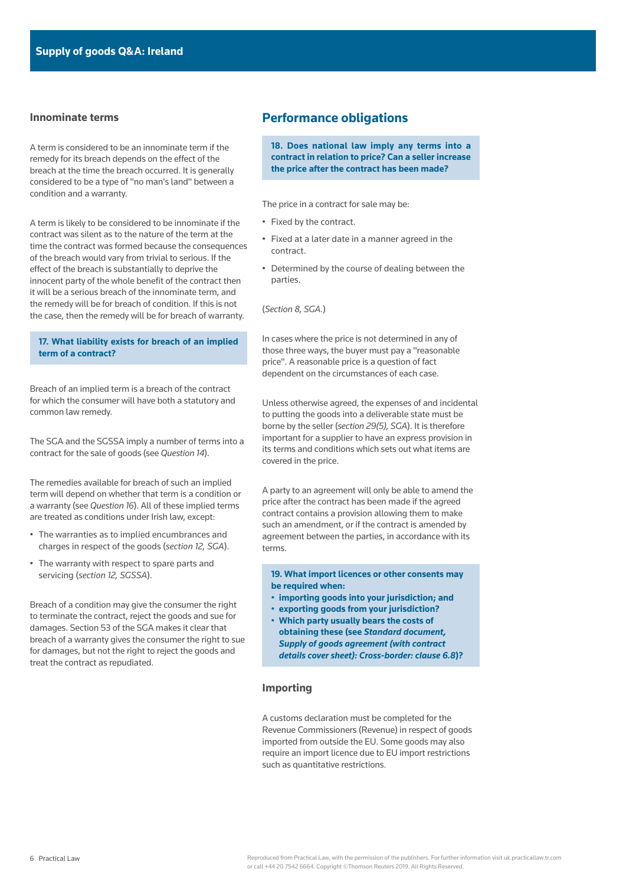### Innominate terms

A term is considered to be an innominate term if the remedy for its breach depends on the effect of the breach at the time the breach occurred. It is generally considered to be a type of "no man's land" between a condition and a warranty.

A term is likely to be considered to be innominate if the contract was silent as to the nature of the term at the time the contract was formed because the consequences of the breach would vary from trivial to serious. If the effect of the breach is substantially to deprive the innocent party of the whole benefit of the contract then it will be a serious breach of the innominate term, and the remedy will be for breach of condition. If this is not the case, then the remedy will be for breach of warranty.

**17. What liability exists for breach of an implied term of a contract?**

Breach of an implied term is a breach of the contract for which the consumer will have both a statutory and common law remedy.

The SGA and the SGSSA imply a number of terms into a contract for the sale of goods (see *Question 14*).

The remedies available for breach of such an implied term will depend on whether that term is a condition or a warranty (see *Question 16*). All of these implied terms are treated as conditions under Irish law, except:

- The warranties as to implied encumbrances and charges in respect of the goods (*section 12, SGA*).
- The warranty with respect to spare parts and servicing (*section 12, SGSSA*).

Breach of a condition may give the consumer the right to terminate the contract, reject the goods and sue for damages. Section 53 of the SGA makes it clear that breach of a warranty gives the consumer the right to sue for damages, but not the right to reject the goods and treat the contract as repudiated.

## Performance obligations

**18. Does national law imply any terms into a contract in relation to price? Can a seller increase the price after the contract has been made?**

The price in a contract for sale may be:

- Fixed by the contract.
- Fixed at a later date in a manner agreed in the contract.
- Determined by the course of dealing between the parties.

(*Section 8, SGA.*)

In cases where the price is not determined in any of those three ways, the buyer must pay a "reasonable price". A reasonable price is a question of fact dependent on the circumstances of each case.

Unless otherwise agreed, the expenses of and incidental to putting the goods into a deliverable state must be borne by the seller (*section 29(5), SGA*). It is therefore important for a supplier to have an express provision in its terms and conditions which sets out what items are covered in the price.

A party to an agreement will only be able to amend the price after the contract has been made if the agreed contract contains a provision allowing them to make such an amendment, or if the contract is amended by agreement between the parties, in accordance with its terms.

**19. What import licences or other consents may be required when:**

- **importing goods into your jurisdiction; and**
- **exporting goods from your jurisdiction?**
- **Which party usually bears the costs of obtaining these (see *Standard document, Supply of goods agreement (with contract details cover sheet): Cross-border: clause 6.8*)?**

### Importing

A customs declaration must be completed for the Revenue Commissioners (Revenue) in respect of goods imported from outside the EU. Some goods may also require an import licence due to EU import restrictions such as quantitative restrictions.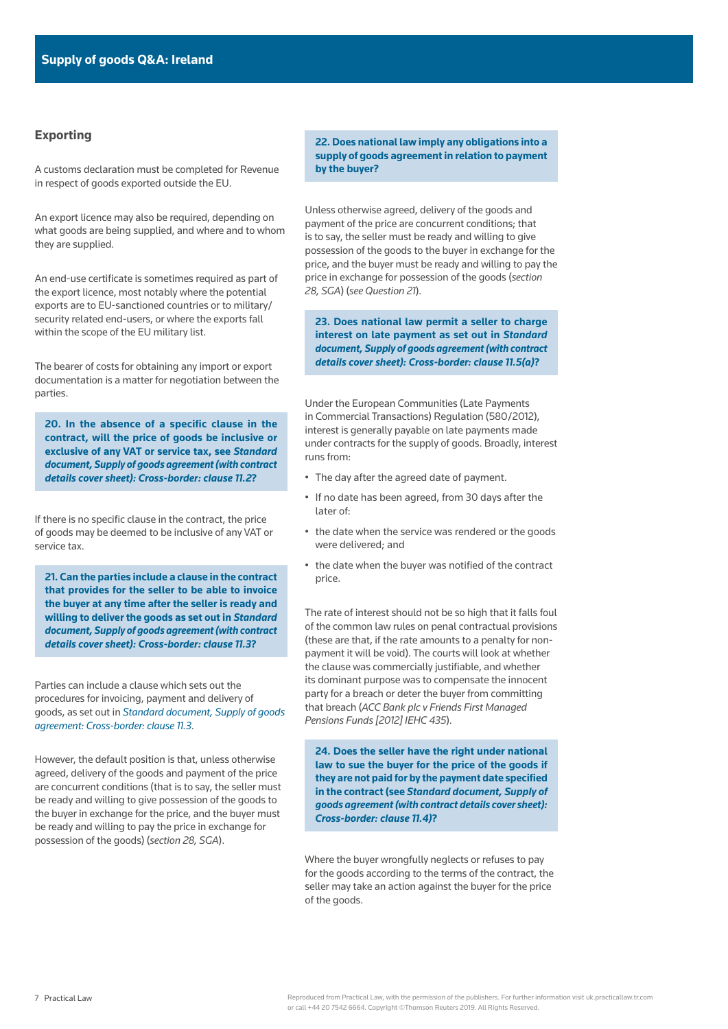### Exporting

A customs declaration must be completed for Revenue in respect of goods exported outside the EU.

An export licence may also be required, depending on what goods are being supplied, and where and to whom they are supplied.

An end-use certificate is sometimes required as part of the export licence, most notably where the potential exports are to EU-sanctioned countries or to military/security related end-users, or where the exports fall within the scope of the EU military list.

The bearer of costs for obtaining any import or export documentation is a matter for negotiation between the parties.

**20. In the absence of a specific clause in the contract, will the price of goods be inclusive or exclusive of any VAT or service tax, see *Standard document, Supply of goods agreement (with contract details cover sheet): Cross-border: clause 11.2*?**

If there is no specific clause in the contract, the price of goods may be deemed to be inclusive of any VAT or service tax.

**21. Can the parties include a clause in the contract that provides for the seller to be able to invoice the buyer at any time after the seller is ready and willing to deliver the goods as set out in *Standard document, Supply of goods agreement (with contract details cover sheet): Cross-border: clause 11.3*?**

Parties can include a clause which sets out the procedures for invoicing, payment and delivery of goods, as set out in *Standard document, Supply of goods agreement: Cross-border: clause 11.3*.

However, the default position is that, unless otherwise agreed, delivery of the goods and payment of the price are concurrent conditions (that is to say, the seller must be ready and willing to give possession of the goods to the buyer in exchange for the price, and the buyer must be ready and willing to pay the price in exchange for possession of the goods) (*section 28, SGA*).

**22. Does national law imply any obligations into a supply of goods agreement in relation to payment by the buyer?**

Unless otherwise agreed, delivery of the goods and payment of the price are concurrent conditions; that is to say, the seller must be ready and willing to give possession of the goods to the buyer in exchange for the price, and the buyer must be ready and willing to pay the price in exchange for possession of the goods (*section 28, SGA*) (*see Question 21*).

**23. Does national law permit a seller to charge interest on late payment as set out in *Standard document, Supply of goods agreement (with contract details cover sheet): Cross-border: clause 11.5(a)*?**

Under the European Communities (Late Payments in Commercial Transactions) Regulation (580/2012), interest is generally payable on late payments made under contracts for the supply of goods. Broadly, interest runs from:

- The day after the agreed date of payment.
- If no date has been agreed, from 30 days after the later of:
- the date when the service was rendered or the goods were delivered; and
- the date when the buyer was notified of the contract price.

The rate of interest should not be so high that it falls foul of the common law rules on penal contractual provisions (these are that, if the rate amounts to a penalty for non-payment it will be void). The courts will look at whether the clause was commercially justifiable, and whether its dominant purpose was to compensate the innocent party for a breach or deter the buyer from committing that breach (*ACC Bank plc v Friends First Managed Pensions Funds [2012] IEHC 435*).

**24. Does the seller have the right under national law to sue the buyer for the price of the goods if they are not paid for by the payment date specified in the contract (see *Standard document, Supply of goods agreement (with contract details cover sheet): Cross-border: clause 11.4*)?**

Where the buyer wrongfully neglects or refuses to pay for the goods according to the terms of the contract, the seller may take an action against the buyer for the price of the goods.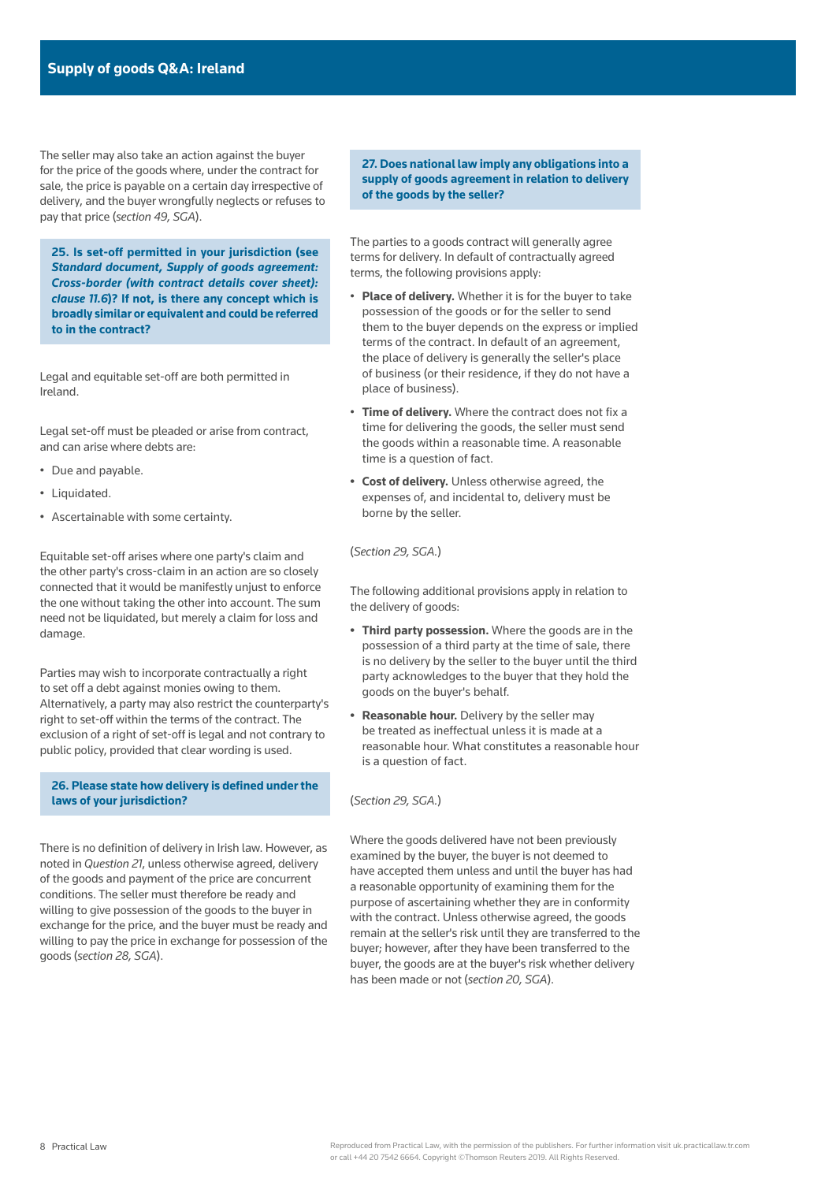The seller may also take an action against the buyer for the price of the goods where, under the contract for sale, the price is payable on a certain day irrespective of delivery, and the buyer wrongfully neglects or refuses to pay that price (*section 49, SGA*).

### 25. Is set-off permitted in your jurisdiction (see *Standard document, Supply of goods agreement: Cross-border (with contract details cover sheet): clause 11.6*)? If not, is there any concept which is broadly similar or equivalent and could be referred to in the contract?

Legal and equitable set-off are both permitted in Ireland.

Legal set-off must be pleaded or arise from contract, and can arise where debts are:

- Due and payable.
- Liquidated.
- Ascertainable with some certainty.

Equitable set-off arises where one party's claim and the other party's cross-claim in an action are so closely connected that it would be manifestly unjust to enforce the one without taking the other into account. The sum need not be liquidated, but merely a claim for loss and damage.

Parties may wish to incorporate contractually a right to set off a debt against monies owing to them. Alternatively, a party may also restrict the counterparty's right to set-off within the terms of the contract. The exclusion of a right of set-off is legal and not contrary to public policy, provided that clear wording is used.

### 26. Please state how delivery is defined under the laws of your jurisdiction?

There is no definition of delivery in Irish law. However, as noted in *Question 21*, unless otherwise agreed, delivery of the goods and payment of the price are concurrent conditions. The seller must therefore be ready and willing to give possession of the goods to the buyer in exchange for the price, and the buyer must be ready and willing to pay the price in exchange for possession of the goods (*section 28, SGA*).

### 27. Does national law imply any obligations into a supply of goods agreement in relation to delivery of the goods by the seller?

The parties to a goods contract will generally agree terms for delivery. In default of contractually agreed terms, the following provisions apply:

- **Place of delivery.** Whether it is for the buyer to take possession of the goods or for the seller to send them to the buyer depends on the express or implied terms of the contract. In default of an agreement, the place of delivery is generally the seller's place of business (or their residence, if they do not have a place of business).
- **Time of delivery.** Where the contract does not fix a time for delivering the goods, the seller must send the goods within a reasonable time. A reasonable time is a question of fact.
- **Cost of delivery.** Unless otherwise agreed, the expenses of, and incidental to, delivery must be borne by the seller.

(*Section 29, SGA.*)

The following additional provisions apply in relation to the delivery of goods:

- **Third party possession.** Where the goods are in the possession of a third party at the time of sale, there is no delivery by the seller to the buyer until the third party acknowledges to the buyer that they hold the goods on the buyer's behalf.
- **Reasonable hour.** Delivery by the seller may be treated as ineffectual unless it is made at a reasonable hour. What constitutes a reasonable hour is a question of fact.

(*Section 29, SGA.*)

Where the goods delivered have not been previously examined by the buyer, the buyer is not deemed to have accepted them unless and until the buyer has had a reasonable opportunity of examining them for the purpose of ascertaining whether they are in conformity with the contract. Unless otherwise agreed, the goods remain at the seller's risk until they are transferred to the buyer; however, after they have been transferred to the buyer, the goods are at the buyer's risk whether delivery has been made or not (*section 20, SGA*).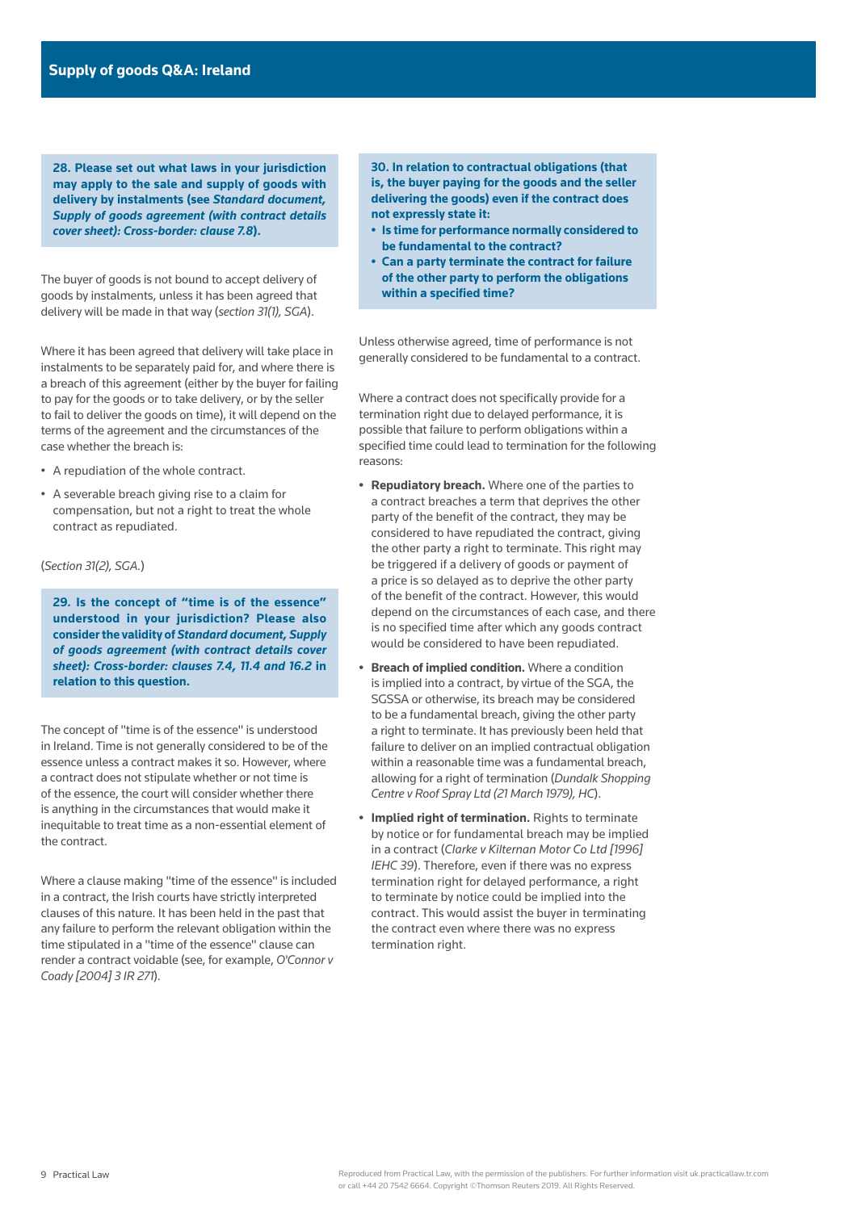**28. Please set out what laws in your jurisdiction may apply to the sale and supply of goods with delivery by instalments (see *Standard document, Supply of goods agreement (with contract details cover sheet): Cross-border: clause 7.8*).**

The buyer of goods is not bound to accept delivery of goods by instalments, unless it has been agreed that delivery will be made in that way (*section 31(1), SGA*).

Where it has been agreed that delivery will take place in instalments to be separately paid for, and where there is a breach of this agreement (either by the buyer for failing to pay for the goods or to take delivery, or by the seller to fail to deliver the goods on time), it will depend on the terms of the agreement and the circumstances of the case whether the breach is:

- A repudiation of the whole contract.
- A severable breach giving rise to a claim for compensation, but not a right to treat the whole contract as repudiated.

(*Section 31(2), SGA.*)

**29. Is the concept of "time is of the essence" understood in your jurisdiction? Please also consider the validity of *Standard document, Supply of goods agreement (with contract details cover sheet): Cross-border: clauses 7.4, 11.4 and 16.2* in relation to this question.**

The concept of "time is of the essence" is understood in Ireland. Time is not generally considered to be of the essence unless a contract makes it so. However, where a contract does not stipulate whether or not time is of the essence, the court will consider whether there is anything in the circumstances that would make it inequitable to treat time as a non-essential element of the contract.

Where a clause making "time of the essence" is included in a contract, the Irish courts have strictly interpreted clauses of this nature. It has been held in the past that any failure to perform the relevant obligation within the time stipulated in a "time of the essence" clause can render a contract voidable (see, for example, *O'Connor v Coady [2004] 3 IR 271*).

**30. In relation to contractual obligations (that is, the buyer paying for the goods and the seller delivering the goods) even if the contract does not expressly state it:**

- **Is time for performance normally considered to be fundamental to the contract?**
- **Can a party terminate the contract for failure of the other party to perform the obligations within a specified time?**

Unless otherwise agreed, time of performance is not generally considered to be fundamental to a contract.

Where a contract does not specifically provide for a termination right due to delayed performance, it is possible that failure to perform obligations within a specified time could lead to termination for the following reasons:

- **Repudiatory breach.** Where one of the parties to a contract breaches a term that deprives the other party of the benefit of the contract, they may be considered to have repudiated the contract, giving the other party a right to terminate. This right may be triggered if a delivery of goods or payment of a price is so delayed as to deprive the other party of the benefit of the contract. However, this would depend on the circumstances of each case, and there is no specified time after which any goods contract would be considered to have been repudiated.
- **Breach of implied condition.** Where a condition is implied into a contract, by virtue of the SGA, the SGSSA or otherwise, its breach may be considered to be a fundamental breach, giving the other party a right to terminate. It has previously been held that failure to deliver on an implied contractual obligation within a reasonable time was a fundamental breach, allowing for a right of termination (*Dundalk Shopping Centre v Roof Spray Ltd (21 March 1979), HC*).
- **Implied right of termination.** Rights to terminate by notice or for fundamental breach may be implied in a contract (*Clarke v Kilternan Motor Co Ltd [1996] IEHC 39*). Therefore, even if there was no express termination right for delayed performance, a right to terminate by notice could be implied into the contract. This would assist the buyer in terminating the contract even where there was no express termination right.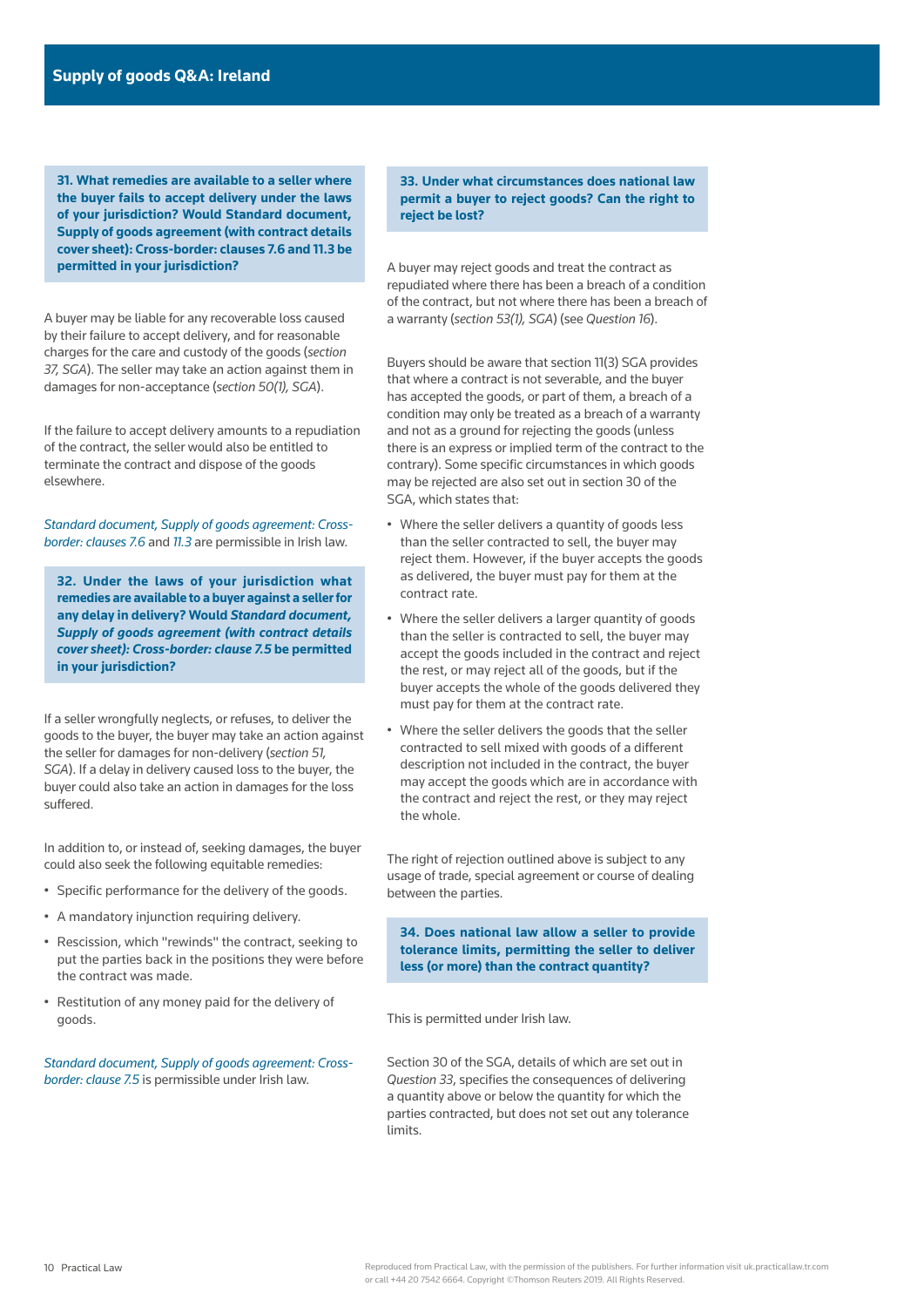### 31. What remedies are available to a seller where the buyer fails to accept delivery under the laws of your jurisdiction? Would Standard document, Supply of goods agreement (with contract details cover sheet): Cross-border: clauses 7.6 and 11.3 be permitted in your jurisdiction?

A buyer may be liable for any recoverable loss caused by their failure to accept delivery, and for reasonable charges for the care and custody of the goods (*section 37, SGA*). The seller may take an action against them in damages for non-acceptance (*section 50(1), SGA*).

If the failure to accept delivery amounts to a repudiation of the contract, the seller would also be entitled to terminate the contract and dispose of the goods elsewhere.

*Standard document, Supply of goods agreement: Cross-border: clauses 7.6* and *11.3* are permissible in Irish law.

### 32. Under the laws of your jurisdiction what remedies are available to a buyer against a seller for any delay in delivery? Would *Standard document, Supply of goods agreement (with contract details cover sheet): Cross-border: clause 7.5* be permitted in your jurisdiction?

If a seller wrongfully neglects, or refuses, to deliver the goods to the buyer, the buyer may take an action against the seller for damages for non-delivery (*section 51, SGA*). If a delay in delivery caused loss to the buyer, the buyer could also take an action in damages for the loss suffered.

In addition to, or instead of, seeking damages, the buyer could also seek the following equitable remedies:

- Specific performance for the delivery of the goods.
- A mandatory injunction requiring delivery.
- Rescission, which "rewinds" the contract, seeking to put the parties back in the positions they were before the contract was made.
- Restitution of any money paid for the delivery of goods.

*Standard document, Supply of goods agreement: Cross-border: clause 7.5* is permissible under Irish law.

### 33. Under what circumstances does national law permit a buyer to reject goods? Can the right to reject be lost?

A buyer may reject goods and treat the contract as repudiated where there has been a breach of a condition of the contract, but not where there has been a breach of a warranty (*section 53(1), SGA*) (see *Question 16*).

Buyers should be aware that section 11(3) SGA provides that where a contract is not severable, and the buyer has accepted the goods, or part of them, a breach of a condition may only be treated as a breach of a warranty and not as a ground for rejecting the goods (unless there is an express or implied term of the contract to the contrary). Some specific circumstances in which goods may be rejected are also set out in section 30 of the SGA, which states that:

- Where the seller delivers a quantity of goods less than the seller contracted to sell, the buyer may reject them. However, if the buyer accepts the goods as delivered, the buyer must pay for them at the contract rate.
- Where the seller delivers a larger quantity of goods than the seller is contracted to sell, the buyer may accept the goods included in the contract and reject the rest, or may reject all of the goods, but if the buyer accepts the whole of the goods delivered they must pay for them at the contract rate.
- Where the seller delivers the goods that the seller contracted to sell mixed with goods of a different description not included in the contract, the buyer may accept the goods which are in accordance with the contract and reject the rest, or they may reject the whole.

The right of rejection outlined above is subject to any usage of trade, special agreement or course of dealing between the parties.

### 34. Does national law allow a seller to provide tolerance limits, permitting the seller to deliver less (or more) than the contract quantity?

This is permitted under Irish law.

Section 30 of the SGA, details of which are set out in *Question 33*, specifies the consequences of delivering a quantity above or below the quantity for which the parties contracted, but does not set out any tolerance limits.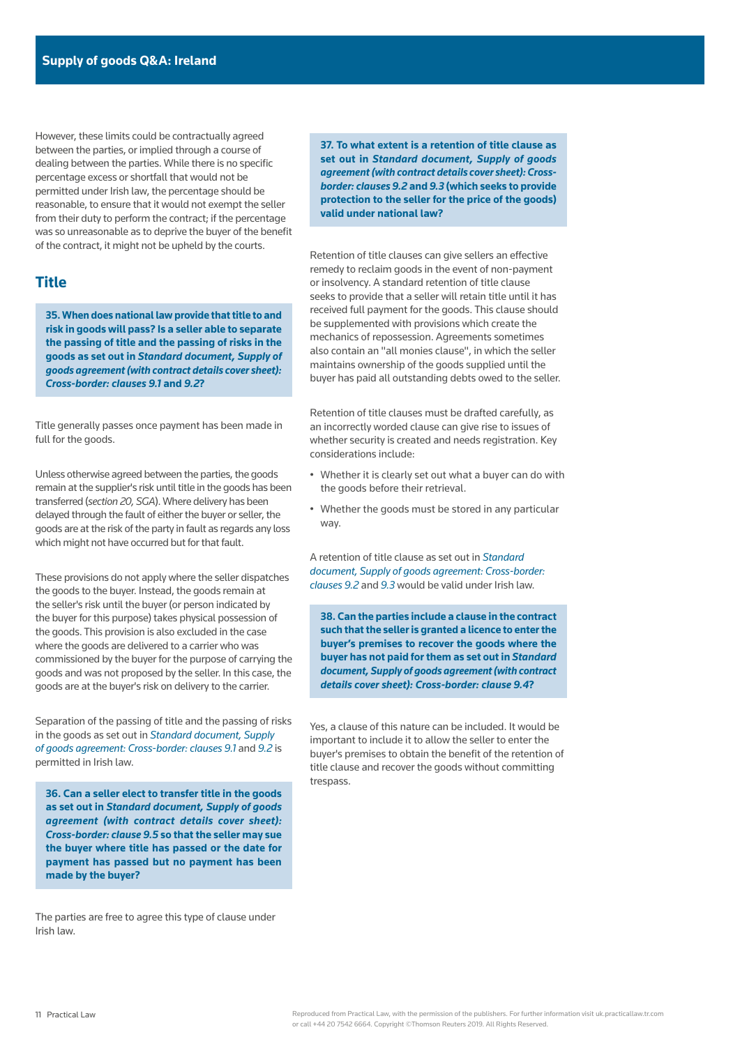However, these limits could be contractually agreed between the parties, or implied through a course of dealing between the parties. While there is no specific percentage excess or shortfall that would not be permitted under Irish law, the percentage should be reasonable, to ensure that it would not exempt the seller from their duty to perform the contract; if the percentage was so unreasonable as to deprive the buyer of the benefit of the contract, it might not be upheld by the courts.

## Title

**35. When does national law provide that title to and risk in goods will pass? Is a seller able to separate the passing of title and the passing of risks in the goods as set out in *Standard document, Supply of goods agreement (with contract details cover sheet): Cross-border: clauses 9.1* and *9.2*?**

Title generally passes once payment has been made in full for the goods.

Unless otherwise agreed between the parties, the goods remain at the supplier's risk until title in the goods has been transferred (*section 20, SGA*). Where delivery has been delayed through the fault of either the buyer or seller, the goods are at the risk of the party in fault as regards any loss which might not have occurred but for that fault.

These provisions do not apply where the seller dispatches the goods to the buyer. Instead, the goods remain at the seller's risk until the buyer (or person indicated by the buyer for this purpose) takes physical possession of the goods. This provision is also excluded in the case where the goods are delivered to a carrier who was commissioned by the buyer for the purpose of carrying the goods and was not proposed by the seller. In this case, the goods are at the buyer's risk on delivery to the carrier.

Separation of the passing of title and the passing of risks in the goods as set out in *Standard document, Supply of goods agreement: Cross-border: clauses 9.1* and *9.2* is permitted in Irish law.

**36. Can a seller elect to transfer title in the goods as set out in *Standard document, Supply of goods agreement (with contract details cover sheet): Cross-border: clause 9.5* so that the seller may sue the buyer where title has passed or the date for payment has passed but no payment has been made by the buyer?**

The parties are free to agree this type of clause under Irish law.

**37. To what extent is a retention of title clause as set out in *Standard document, Supply of goods agreement (with contract details cover sheet): Cross-border: clauses 9.2* and *9.3* (which seeks to provide protection to the seller for the price of the goods) valid under national law?**

Retention of title clauses can give sellers an effective remedy to reclaim goods in the event of non-payment or insolvency. A standard retention of title clause seeks to provide that a seller will retain title until it has received full payment for the goods. This clause should be supplemented with provisions which create the mechanics of repossession. Agreements sometimes also contain an "all monies clause", in which the seller maintains ownership of the goods supplied until the buyer has paid all outstanding debts owed to the seller.

Retention of title clauses must be drafted carefully, as an incorrectly worded clause can give rise to issues of whether security is created and needs registration. Key considerations include:

- Whether it is clearly set out what a buyer can do with the goods before their retrieval.
- Whether the goods must be stored in any particular way.

A retention of title clause as set out in *Standard document, Supply of goods agreement: Cross-border: clauses 9.2* and *9.3* would be valid under Irish law.

**38. Can the parties include a clause in the contract such that the seller is granted a licence to enter the buyer's premises to recover the goods where the buyer has not paid for them as set out in *Standard document, Supply of goods agreement (with contract details cover sheet): Cross-border: clause 9.4*?**

Yes, a clause of this nature can be included. It would be important to include it to allow the seller to enter the buyer's premises to obtain the benefit of the retention of title clause and recover the goods without committing trespass.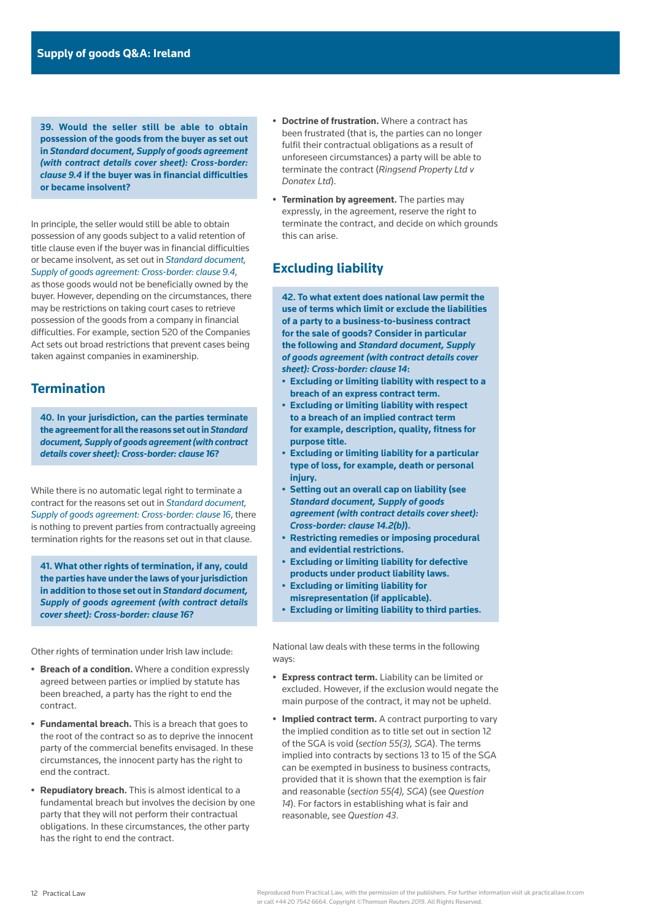**39. Would the seller still be able to obtain possession of the goods from the buyer as set out in *Standard document, Supply of goods agreement (with contract details cover sheet): Cross-border: clause 9.4* if the buyer was in financial difficulties or became insolvent?**

In principle, the seller would still be able to obtain possession of any goods subject to a valid retention of title clause even if the buyer was in financial difficulties or became insolvent, as set out in *Standard document, Supply of goods agreement: Cross-border: clause 9.4*, as those goods would not be beneficially owned by the buyer. However, depending on the circumstances, there may be restrictions on taking court cases to retrieve possession of the goods from a company in financial difficulties. For example, section 520 of the Companies Act sets out broad restrictions that prevent cases being taken against companies in examinership.

## Termination

**40. In your jurisdiction, can the parties terminate the agreement for all the reasons set out in *Standard document, Supply of goods agreement (with contract details cover sheet): Cross-border: clause 16*?**

While there is no automatic legal right to terminate a contract for the reasons set out in *Standard document, Supply of goods agreement: Cross-border: clause 16*, there is nothing to prevent parties from contractually agreeing termination rights for the reasons set out in that clause.

**41. What other rights of termination, if any, could the parties have under the laws of your jurisdiction in addition to those set out in *Standard document, Supply of goods agreement (with contract details cover sheet): Cross-border: clause 16*?**

Other rights of termination under Irish law include:

- **Breach of a condition.** Where a condition expressly agreed between parties or implied by statute has been breached, a party has the right to end the contract.
- **Fundamental breach.** This is a breach that goes to the root of the contract so as to deprive the innocent party of the commercial benefits envisaged. In these circumstances, the innocent party has the right to end the contract.
- **Repudiatory breach.** This is almost identical to a fundamental breach but involves the decision by one party that they will not perform their contractual obligations. In these circumstances, the other party has the right to end the contract.
- **Doctrine of frustration.** Where a contract has been frustrated (that is, the parties can no longer fulfil their contractual obligations as a result of unforeseen circumstances) a party will be able to terminate the contract (*Ringsend Property Ltd v Donatex Ltd*).
- **Termination by agreement.** The parties may expressly, in the agreement, reserve the right to terminate the contract, and decide on which grounds this can arise.

## Excluding liability

**42. To what extent does national law permit the use of terms which limit or exclude the liabilities of a party to a business-to-business contract for the sale of goods? Consider in particular the following and *Standard document, Supply of goods agreement (with contract details cover sheet): Cross-border: clause 14*:**

- **Excluding or limiting liability with respect to a breach of an express contract term.**
- **Excluding or limiting liability with respect to a breach of an implied contract term for example, description, quality, fitness for purpose title.**
- **Excluding or limiting liability for a particular type of loss, for example, death or personal injury.**
- **Setting out an overall cap on liability (see *Standard document, Supply of goods agreement (with contract details cover sheet): Cross-border: clause 14.2(b)*).**
- **Restricting remedies or imposing procedural and evidential restrictions.**
- **Excluding or limiting liability for defective products under product liability laws.**
- **Excluding or limiting liability for misrepresentation (if applicable).**
- **Excluding or limiting liability to third parties.**

National law deals with these terms in the following ways:

- **Express contract term.** Liability can be limited or excluded. However, if the exclusion would negate the main purpose of the contract, it may not be upheld.
- **Implied contract term.** A contract purporting to vary the implied condition as to title set out in section 12 of the SGA is void (*section 55(3), SGA*). The terms implied into contracts by sections 13 to 15 of the SGA can be exempted in business to business contracts, provided that it is shown that the exemption is fair and reasonable (*section 55(4), SGA*) (see *Question 14*). For factors in establishing what is fair and reasonable, see *Question 43*.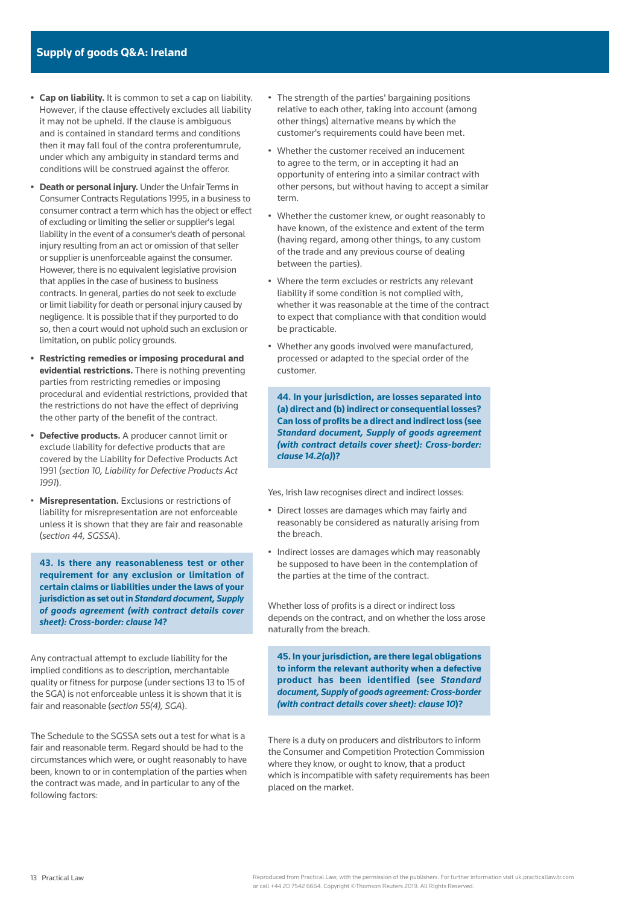- **Cap on liability.** It is common to set a cap on liability. However, if the clause effectively excludes all liability it may not be upheld. If the clause is ambiguous and is contained in standard terms and conditions then it may fall foul of the contra proferentumrule, under which any ambiguity in standard terms and conditions will be construed against the offeror.
- **Death or personal injury.** Under the Unfair Terms in Consumer Contracts Regulations 1995, in a business to consumer contract a term which has the object or effect of excluding or limiting the seller or supplier's legal liability in the event of a consumer's death of personal injury resulting from an act or omission of that seller or supplier is unenforceable against the consumer. However, there is no equivalent legislative provision that applies in the case of business to business contracts. In general, parties do not seek to exclude or limit liability for death or personal injury caused by negligence. It is possible that if they purported to do so, then a court would not uphold such an exclusion or limitation, on public policy grounds.
- **Restricting remedies or imposing procedural and evidential restrictions.** There is nothing preventing parties from restricting remedies or imposing procedural and evidential restrictions, provided that the restrictions do not have the effect of depriving the other party of the benefit of the contract.
- **Defective products.** A producer cannot limit or exclude liability for defective products that are covered by the Liability for Defective Products Act 1991 (*section 10, Liability for Defective Products Act 1991*).
- **Misrepresentation.** Exclusions or restrictions of liability for misrepresentation are not enforceable unless it is shown that they are fair and reasonable (*section 44, SGSSA*).

**43. Is there any reasonableness test or other requirement for any exclusion or limitation of certain claims or liabilities under the laws of your jurisdiction as set out in *Standard document, Supply of goods agreement (with contract details cover sheet): Cross-border: clause 14*?**

Any contractual attempt to exclude liability for the implied conditions as to description, merchantable quality or fitness for purpose (under sections 13 to 15 of the SGA) is not enforceable unless it is shown that it is fair and reasonable (*section 55(4), SGA*).

The Schedule to the SGSSA sets out a test for what is a fair and reasonable term. Regard should be had to the circumstances which were, or ought reasonably to have been, known to or in contemplation of the parties when the contract was made, and in particular to any of the following factors:

- The strength of the parties' bargaining positions relative to each other, taking into account (among other things) alternative means by which the customer's requirements could have been met.
- Whether the customer received an inducement to agree to the term, or in accepting it had an opportunity of entering into a similar contract with other persons, but without having to accept a similar term.
- Whether the customer knew, or ought reasonably to have known, of the existence and extent of the term (having regard, among other things, to any custom of the trade and any previous course of dealing between the parties).
- Where the term excludes or restricts any relevant liability if some condition is not complied with, whether it was reasonable at the time of the contract to expect that compliance with that condition would be practicable.
- Whether any goods involved were manufactured, processed or adapted to the special order of the customer.

**44. In your jurisdiction, are losses separated into (a) direct and (b) indirect or consequential losses? Can loss of profits be a direct and indirect loss (see *Standard document, Supply of goods agreement (with contract details cover sheet): Cross-border: clause 14.2(a)*)?**

Yes, Irish law recognises direct and indirect losses:

- Direct losses are damages which may fairly and reasonably be considered as naturally arising from the breach.
- Indirect losses are damages which may reasonably be supposed to have been in the contemplation of the parties at the time of the contract.

Whether loss of profits is a direct or indirect loss depends on the contract, and on whether the loss arose naturally from the breach.

**45. In your jurisdiction, are there legal obligations to inform the relevant authority when a defective product has been identified (see *Standard document, Supply of goods agreement: Cross-border (with contract details cover sheet): clause 10*)?**

There is a duty on producers and distributors to inform the Consumer and Competition Protection Commission where they know, or ought to know, that a product which is incompatible with safety requirements has been placed on the market.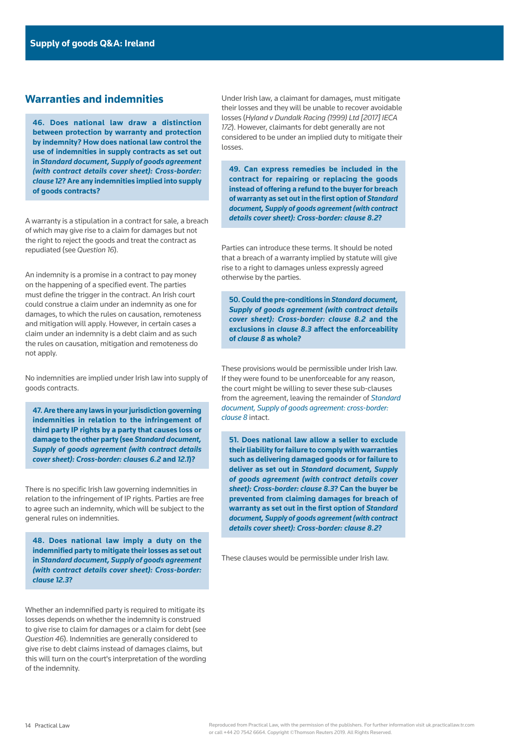## Warranties and indemnities

**46. Does national law draw a distinction between protection by warranty and protection by indemnity? How does national law control the use of indemnities in supply contracts as set out in *Standard document, Supply of goods agreement (with contract details cover sheet): Cross-border: clause 12*? Are any indemnities implied into supply of goods contracts?**

A warranty is a stipulation in a contract for sale, a breach of which may give rise to a claim for damages but not the right to reject the goods and treat the contract as repudiated (see *Question 16*).

An indemnity is a promise in a contract to pay money on the happening of a specified event. The parties must define the trigger in the contract. An Irish court could construe a claim under an indemnity as one for damages, to which the rules on causation, remoteness and mitigation will apply. However, in certain cases a claim under an indemnity is a debt claim and as such the rules on causation, mitigation and remoteness do not apply.

No indemnities are implied under Irish law into supply of goods contracts.

**47. Are there any laws in your jurisdiction governing indemnities in relation to the infringement of third party IP rights by a party that causes loss or damage to the other party (see *Standard document, Supply of goods agreement (with contract details cover sheet): Cross-border: clauses 6.2* and *12.1*)?**

There is no specific Irish law governing indemnities in relation to the infringement of IP rights. Parties are free to agree such an indemnity, which will be subject to the general rules on indemnities.

**48. Does national law imply a duty on the indemnified party to mitigate their losses as set out in *Standard document, Supply of goods agreement (with contract details cover sheet): Cross-border: clause 12.3*?**

Whether an indemnified party is required to mitigate its losses depends on whether the indemnity is construed to give rise to a claim for damages or a claim for debt (see *Question 46*). Indemnities are generally considered to give rise to debt claims instead of damages claims, but this will turn on the court's interpretation of the wording of the indemnity.

Under Irish law, a claimant for damages, must mitigate their losses and they will be unable to recover avoidable losses (*Hyland v Dundalk Racing (1999) Ltd [2017] IECA 172*). However, claimants for debt generally are not considered to be under an implied duty to mitigate their losses.

**49. Can express remedies be included in the contract for repairing or replacing the goods instead of offering a refund to the buyer for breach of warranty as set out in the first option of *Standard document, Supply of goods agreement (with contract details cover sheet): Cross-border: clause 8.2*?**

Parties can introduce these terms. It should be noted that a breach of a warranty implied by statute will give rise to a right to damages unless expressly agreed otherwise by the parties.

**50. Could the pre-conditions in *Standard document, Supply of goods agreement (with contract details cover sheet): Cross-border: clause 8.2* and the exclusions in *clause 8.3* affect the enforceability of *clause 8* as whole?**

These provisions would be permissible under Irish law. If they were found to be unenforceable for any reason, the court might be willing to sever these sub-clauses from the agreement, leaving the remainder of *Standard document, Supply of goods agreement: cross-border: clause 8* intact.

**51. Does national law allow a seller to exclude their liability for failure to comply with warranties such as delivering damaged goods or for failure to deliver as set out in *Standard document, Supply of goods agreement (with contract details cover sheet): Cross-border: clause 8.3*? Can the buyer be prevented from claiming damages for breach of warranty as set out in the first option of *Standard document, Supply of goods agreement (with contract details cover sheet): Cross-border: clause 8.2*?**

These clauses would be permissible under Irish law.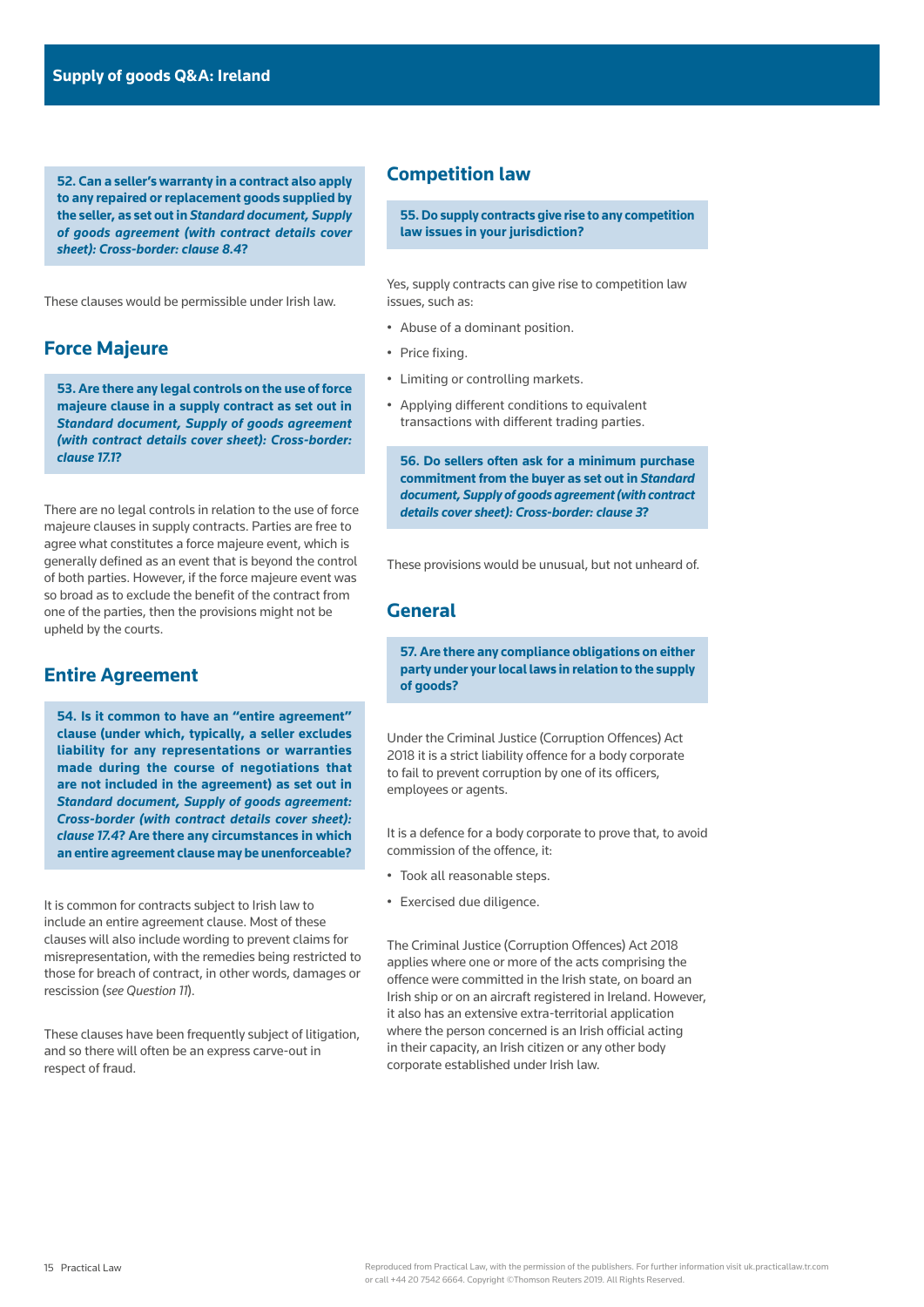**52. Can a seller's warranty in a contract also apply to any repaired or replacement goods supplied by the seller, as set out in *Standard document, Supply of goods agreement (with contract details cover sheet): Cross-border: clause 8.4*?**

These clauses would be permissible under Irish law.

## Force Majeure

**53. Are there any legal controls on the use of force majeure clause in a supply contract as set out in *Standard document, Supply of goods agreement (with contract details cover sheet): Cross-border: clause 17.1*?**

There are no legal controls in relation to the use of force majeure clauses in supply contracts. Parties are free to agree what constitutes a force majeure event, which is generally defined as an event that is beyond the control of both parties. However, if the force majeure event was so broad as to exclude the benefit of the contract from one of the parties, then the provisions might not be upheld by the courts.

## Entire Agreement

**54. Is it common to have an "entire agreement" clause (under which, typically, a seller excludes liability for any representations or warranties made during the course of negotiations that are not included in the agreement) as set out in *Standard document, Supply of goods agreement: Cross-border (with contract details cover sheet): clause 17.4*? Are there any circumstances in which an entire agreement clause may be unenforceable?**

It is common for contracts subject to Irish law to include an entire agreement clause. Most of these clauses will also include wording to prevent claims for misrepresentation, with the remedies being restricted to those for breach of contract, in other words, damages or rescission (*see Question 11*).

These clauses have been frequently subject of litigation, and so there will often be an express carve-out in respect of fraud.

## Competition law

**55. Do supply contracts give rise to any competition law issues in your jurisdiction?**

Yes, supply contracts can give rise to competition law issues, such as:

- Abuse of a dominant position.
- Price fixing.
- Limiting or controlling markets.
- Applying different conditions to equivalent transactions with different trading parties.

**56. Do sellers often ask for a minimum purchase commitment from the buyer as set out in *Standard document, Supply of goods agreement (with contract details cover sheet): Cross-border: clause 3*?**

These provisions would be unusual, but not unheard of.

## General

**57. Are there any compliance obligations on either party under your local laws in relation to the supply of goods?**

Under the Criminal Justice (Corruption Offences) Act 2018 it is a strict liability offence for a body corporate to fail to prevent corruption by one of its officers, employees or agents.

It is a defence for a body corporate to prove that, to avoid commission of the offence, it:

- Took all reasonable steps.
- Exercised due diligence.

The Criminal Justice (Corruption Offences) Act 2018 applies where one or more of the acts comprising the offence were committed in the Irish state, on board an Irish ship or on an aircraft registered in Ireland. However, it also has an extensive extra-territorial application where the person concerned is an Irish official acting in their capacity, an Irish citizen or any other body corporate established under Irish law.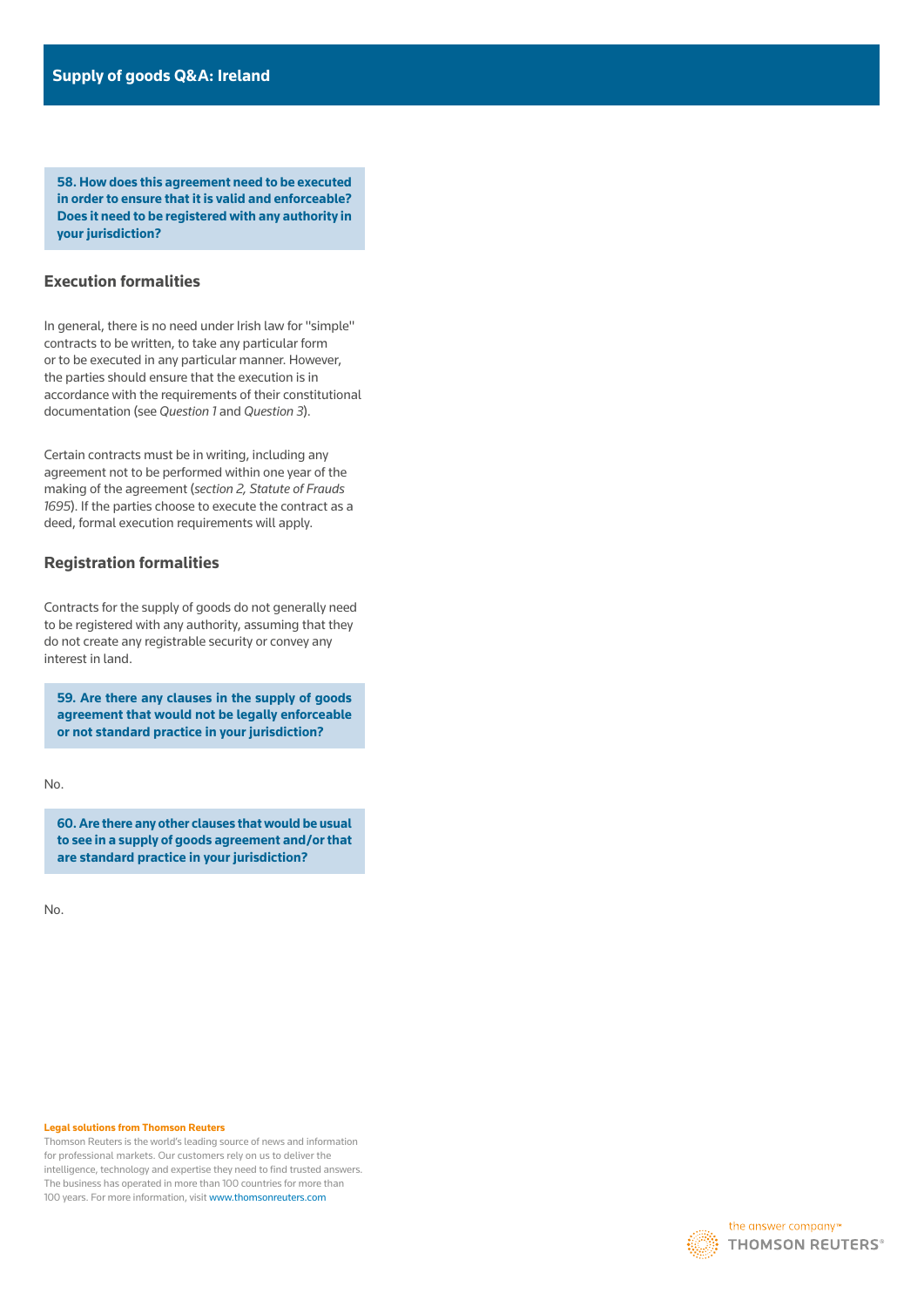**58. How does this agreement need to be executed in order to ensure that it is valid and enforceable? Does it need to be registered with any authority in your jurisdiction?**

### Execution formalities

In general, there is no need under Irish law for "simple" contracts to be written, to take any particular form or to be executed in any particular manner. However, the parties should ensure that the execution is in accordance with the requirements of their constitutional documentation (see *Question 1* and *Question 3*).

Certain contracts must be in writing, including any agreement not to be performed within one year of the making of the agreement (*section 2, Statute of Frauds 1695*). If the parties choose to execute the contract as a deed, formal execution requirements will apply.

### Registration formalities

Contracts for the supply of goods do not generally need to be registered with any authority, assuming that they do not create any registrable security or convey any interest in land.

**59. Are there any clauses in the supply of goods agreement that would not be legally enforceable or not standard practice in your jurisdiction?**

No.

**60. Are there any other clauses that would be usual to see in a supply of goods agreement and/or that are standard practice in your jurisdiction?**

No.

**Legal solutions from Thomson Reuters**

Thomson Reuters is the world's leading source of news and information for professional markets. Our customers rely on us to deliver the intelligence, technology and expertise they need to find trusted answers. The business has operated in more than 100 countries for more than 100 years. For more information, visit www.thomsonreuters.com